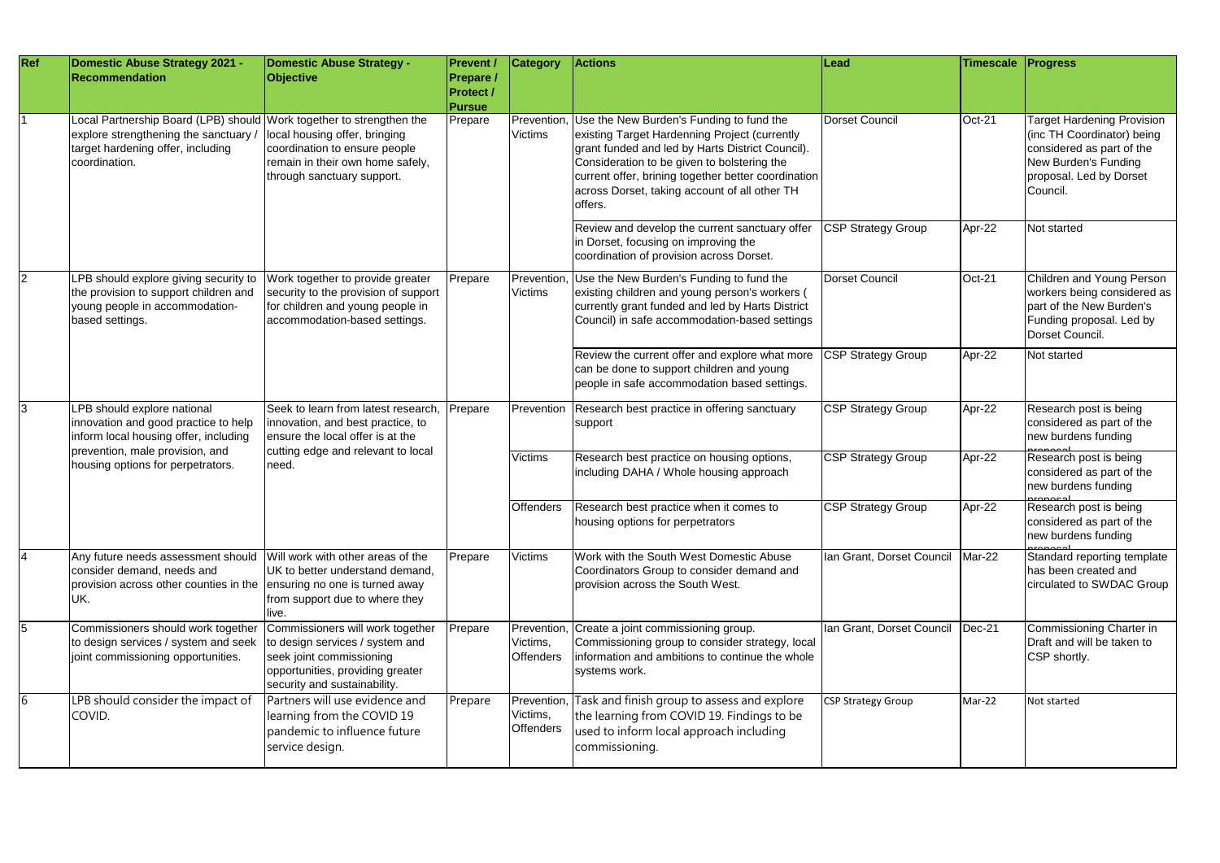| Ref | Domestic Abuse Strategy 2021 - Recommendation | Domestic Abuse Strategy - Objective | Prevent / Prepare / Protect / Pursue | Category | Actions | Lead | Timescale | Progress |
|---|---|---|---|---|---|---|---|---|
| 1 | Local Partnership Board (LPB) should explore strengthening the sanctuary / target hardening offer, including coordination. | Work together to strengthen the local housing offer, bringing coordination to ensure people remain in their own home safely, through sanctuary support. | Prepare | Prevention, Victims | Use the New Burden's Funding to fund the existing Target Hardenning Project (currently grant funded and led by Harts District Council). Consideration to be given to bolstering the current offer, brining together better coordination across Dorset, taking account of all other TH offers. | Dorset Council | Oct-21 | Target Hardening Provision (inc TH Coordinator) being considered as part of the New Burden's Funding proposal. Led by Dorset Council. |
| | | | | | Review and develop the current sanctuary offer in Dorset, focusing on improving the coordination of provision across Dorset. | CSP Strategy Group | Apr-22 | Not started |
| 2 | LPB should explore giving security to the provision to support children and young people in accommodation-based settings. | Work together to provide greater security to the provision of support for children and young people in accommodation-based settings. | Prepare | Prevention, Victims | Use the New Burden's Funding to fund the existing children and young person's workers ( currently grant funded and led by Harts District Council) in safe accommodation-based settings | Dorset Council | Oct-21 | Children and Young Person workers being considered as part of the New Burden's Funding proposal. Led by Dorset Council. |
| | | | | | Review the current offer and explore what more can be done to support children and young people in safe accommodation based settings. | CSP Strategy Group | Apr-22 | Not started |
| 3 | LPB should explore national innovation and good practice to help inform local housing offer, including prevention, male provision, and housing options for perpetrators. | Seek to learn from latest research, innovation, and best practice, to ensure the local offer is at the cutting edge and relevant to local need. | Prepare | Prevention | Research best practice in offering sanctuary support | CSP Strategy Group | Apr-22 | Research post is being considered as part of the new burdens funding proposal |
| | | | | Victims | Research best practice on housing options, including DAHA / Whole housing approach | CSP Strategy Group | Apr-22 | Research post is being considered as part of the new burdens funding proposal |
| | | | | Offenders | Research best practice when it comes to housing options for perpetrators | CSP Strategy Group | Apr-22 | Research post is being considered as part of the new burdens funding proposal |
| 4 | Any future needs assessment should consider demand, needs and provision across other counties in the UK. | Will work with other areas of the UK to better understand demand, ensuring no one is turned away from support due to where they live. | Prepare | Victims | Work with the South West Domestic Abuse Coordinators Group to consider demand and provision across the South West. | Ian Grant, Dorset Council | Mar-22 | Standard reporting template has been created and circulated to SWDAC Group |
| 5 | Commissioners should work together to design services / system and seek joint commissioning opportunities. | Commissioners will work together to design services / system and seek joint commissioning opportunities, providing greater security and sustainability. | Prepare | Prevention, Victims, Offenders | Create a joint commissioning group. Commissioning group to consider strategy, local information and ambitions to continue the whole systems work. | Ian Grant, Dorset Council | Dec-21 | Commissioning Charter in Draft and will be taken to CSP shortly. |
| 6 | LPB should consider the impact of COVID. | Partners will use evidence and learning from the COVID 19 pandemic to influence future service design. | Prepare | Prevention, Victims, Offenders | Task and finish group to assess and explore the learning from COVID 19. Findings to be used to inform local approach including commissioning. | CSP Strategy Group | Mar-22 | Not started |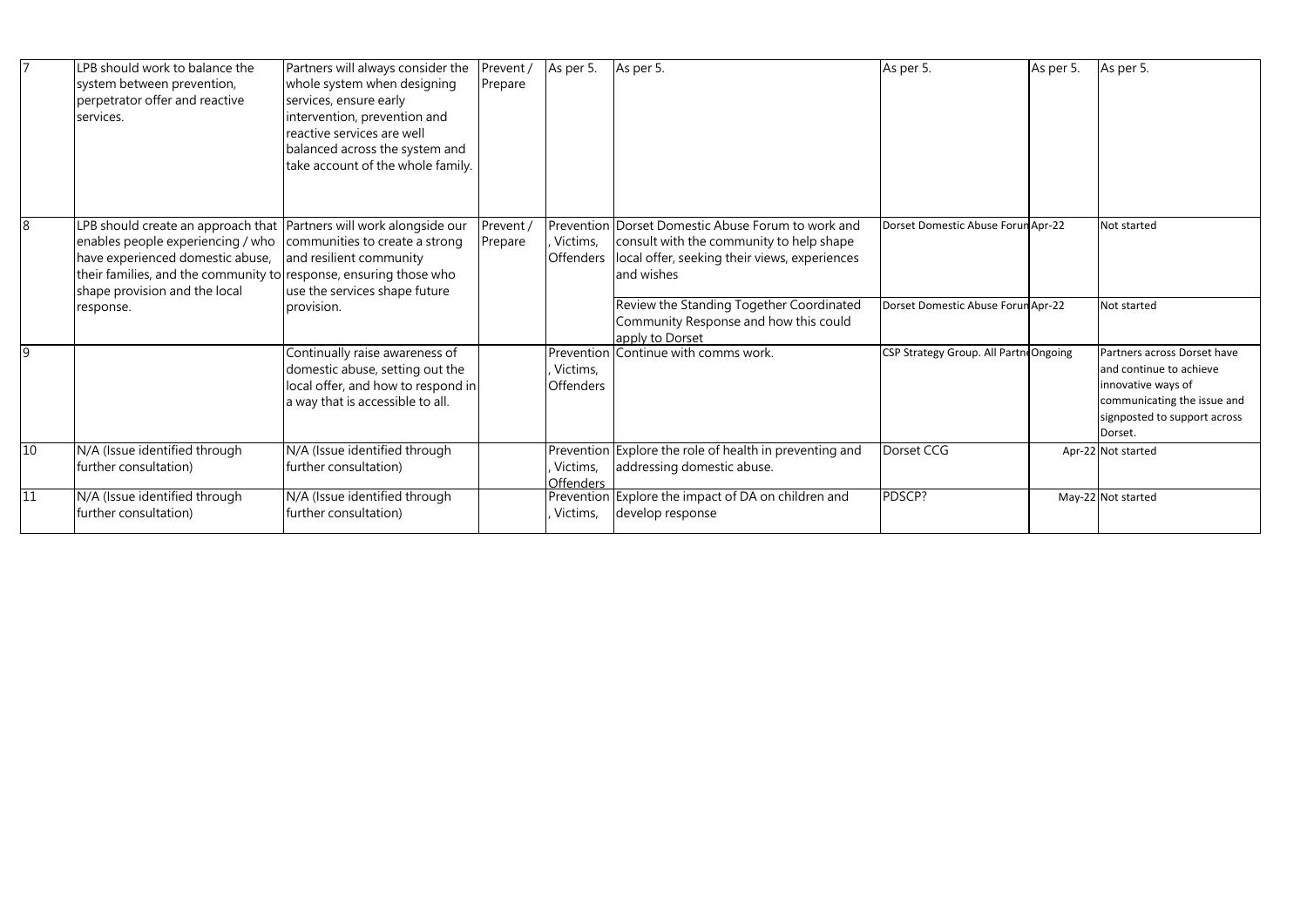| | | | | | | | | |
|---|---|---|---|---|---|---|---|---|
| 7 | LPB should work to balance the system between prevention, perpetrator offer and reactive services. | Partners will always consider the whole system when designing services, ensure early intervention, prevention and reactive services are well balanced across the system and take account of the whole family. | Prevent / Prepare | As per 5. | As per 5. | As per 5. | As per 5. | As per 5. |
| 8 | LPB should create an approach that enables people experiencing / who have experienced domestic abuse, their families, and the community to shape provision and the local response. | Partners will work alongside our communities to create a strong and resilient community response, ensuring those who use the services shape future provision. | Prevent / Prepare | Prevention, Victims, Offenders | Dorset Domestic Abuse Forum to work and consult with the community to help shape local offer, seeking their views, experiences and wishes | Dorset Domestic Abuse Forum | Apr-22 | Not started |
| | | | | | Review the Standing Together Coordinated Community Response and how this could apply to Dorset | Dorset Domestic Abuse Forum | Apr-22 | Not started |
| 9 | | Continually raise awareness of domestic abuse, setting out the local offer, and how to respond in a way that is accessible to all. | | Prevention, Victims, Offenders | Continue with comms work. | CSP Strategy Group. All Partne | Ongoing | Partners across Dorset have and continue to achieve innovative ways of communicating the issue and signposted to support across Dorset. |
| 10 | N/A (Issue identified through further consultation) | N/A (Issue identified through further consultation) | | Prevention, Victims, Offenders | Explore the role of health in preventing and addressing domestic abuse. | Dorset CCG | Apr-22 | Not started |
| 11 | N/A (Issue identified through further consultation) | N/A (Issue identified through further consultation) | | Prevention, Victims, | Explore the impact of DA on children and develop response | PDSCP? | May-22 | Not started |